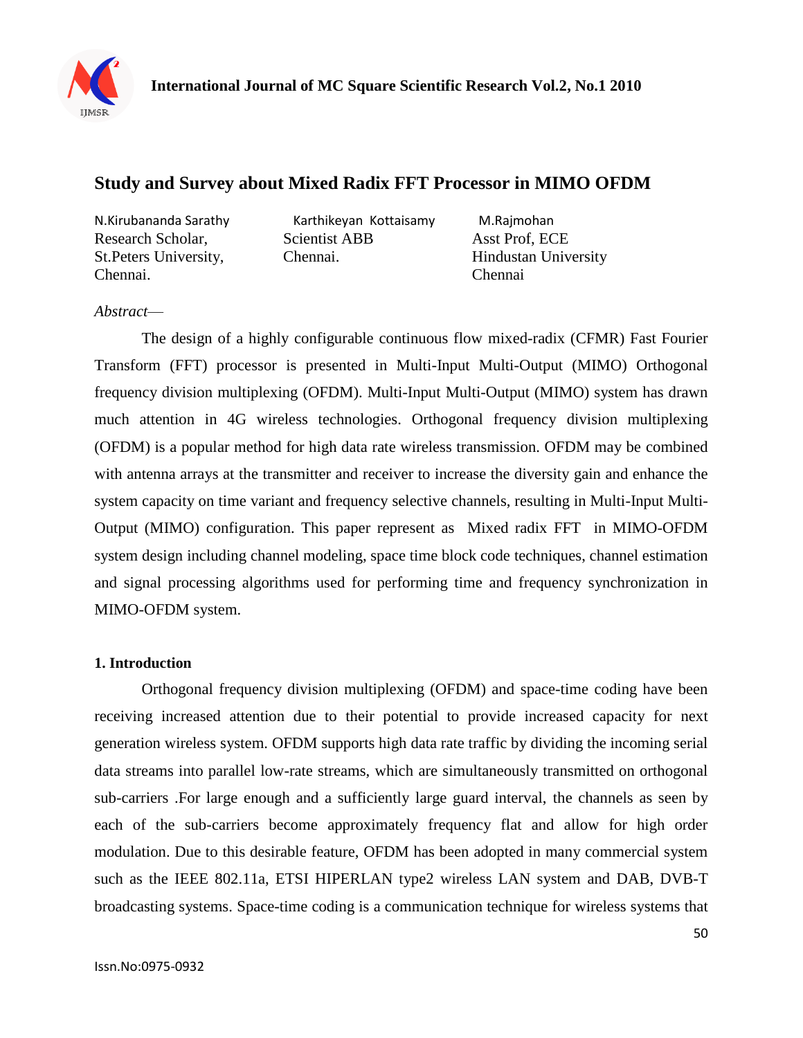# Study and Survey about Mixed Radix FFT Processor in MIMO OFDM

N.Kirubananda Sarathy
Research Scholar,
St.Peters University,
Chennai.

Karthikeyan Kottaisamy
Scientist ABB
Chennai.

M.Rajmohan
Asst Prof, ECE
Hindustan University
Chennai

*Abstract*—

The design of a highly configurable continuous flow mixed-radix (CFMR) Fast Fourier Transform (FFT) processor is presented in Multi-Input Multi-Output (MIMO) Orthogonal frequency division multiplexing (OFDM). Multi-Input Multi-Output (MIMO) system has drawn much attention in 4G wireless technologies. Orthogonal frequency division multiplexing (OFDM) is a popular method for high data rate wireless transmission. OFDM may be combined with antenna arrays at the transmitter and receiver to increase the diversity gain and enhance the system capacity on time variant and frequency selective channels, resulting in Multi-Input Multi-Output (MIMO) configuration. This paper represent as Mixed radix FFT in MIMO-OFDM system design including channel modeling, space time block code techniques, channel estimation and signal processing algorithms used for performing time and frequency synchronization in MIMO-OFDM system.

## 1. Introduction

Orthogonal frequency division multiplexing (OFDM) and space-time coding have been receiving increased attention due to their potential to provide increased capacity for next generation wireless system. OFDM supports high data rate traffic by dividing the incoming serial data streams into parallel low-rate streams, which are simultaneously transmitted on orthogonal sub-carriers .For large enough and a sufficiently large guard interval, the channels as seen by each of the sub-carriers become approximately frequency flat and allow for high order modulation. Due to this desirable feature, OFDM has been adopted in many commercial system such as the IEEE 802.11a, ETSI HIPERLAN type2 wireless LAN system and DAB, DVB-T broadcasting systems. Space-time coding is a communication technique for wireless systems that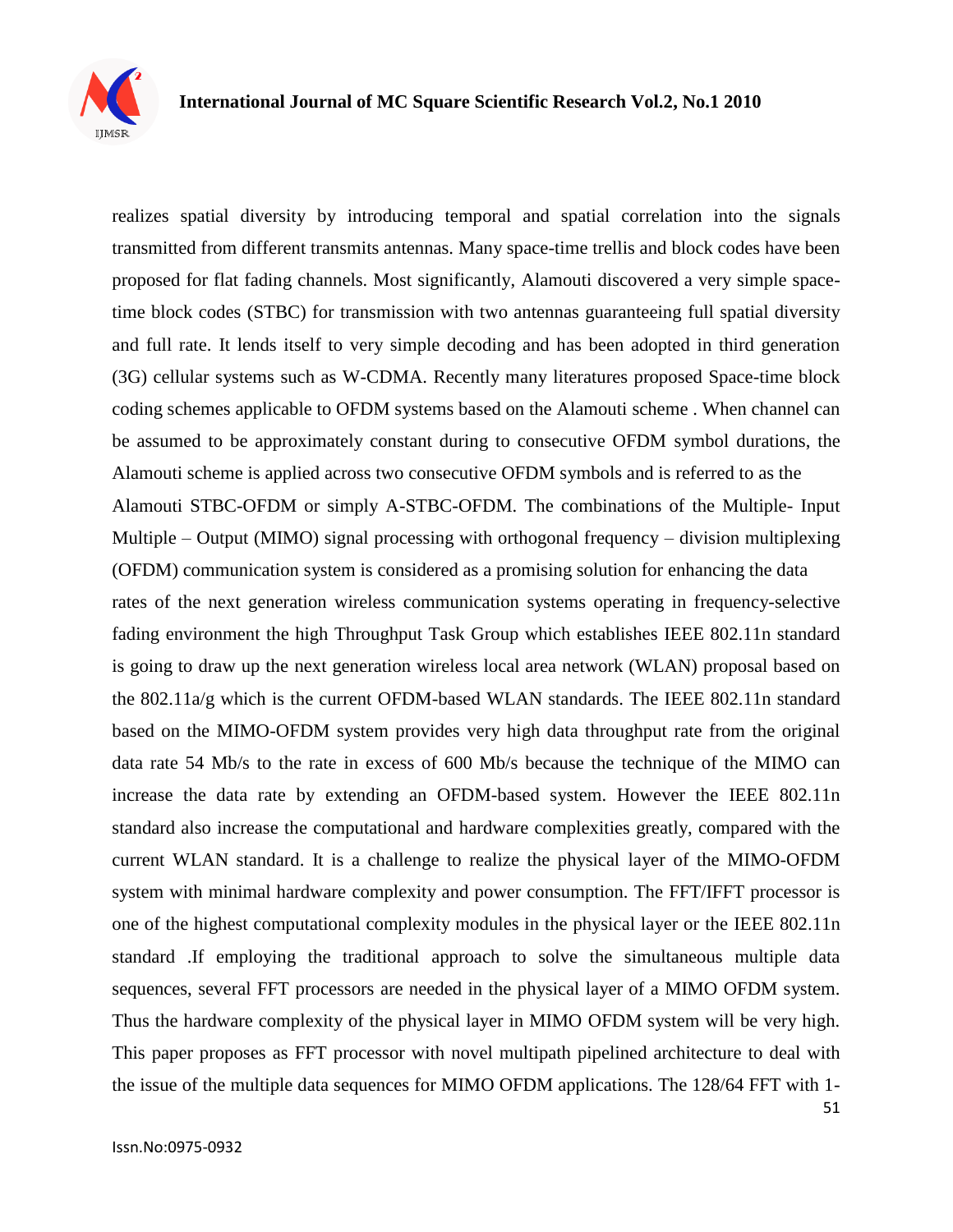realizes spatial diversity by introducing temporal and spatial correlation into the signals transmitted from different transmits antennas. Many space-time trellis and block codes have been proposed for flat fading channels. Most significantly, Alamouti discovered a very simple space-time block codes (STBC) for transmission with two antennas guaranteeing full spatial diversity and full rate. It lends itself to very simple decoding and has been adopted in third generation (3G) cellular systems such as W-CDMA. Recently many literatures proposed Space-time block coding schemes applicable to OFDM systems based on the Alamouti scheme . When channel can be assumed to be approximately constant during to consecutive OFDM symbol durations, the Alamouti scheme is applied across two consecutive OFDM symbols and is referred to as the Alamouti STBC-OFDM or simply A-STBC-OFDM. The combinations of the Multiple- Input Multiple – Output (MIMO) signal processing with orthogonal frequency – division multiplexing (OFDM) communication system is considered as a promising solution for enhancing the data rates of the next generation wireless communication systems operating in frequency-selective fading environment the high Throughput Task Group which establishes IEEE 802.11n standard is going to draw up the next generation wireless local area network (WLAN) proposal based on the 802.11a/g which is the current OFDM-based WLAN standards. The IEEE 802.11n standard based on the MIMO-OFDM system provides very high data throughput rate from the original data rate 54 Mb/s to the rate in excess of 600 Mb/s because the technique of the MIMO can increase the data rate by extending an OFDM-based system. However the IEEE 802.11n standard also increase the computational and hardware complexities greatly, compared with the current WLAN standard. It is a challenge to realize the physical layer of the MIMO-OFDM system with minimal hardware complexity and power consumption. The FFT/IFFT processor is one of the highest computational complexity modules in the physical layer or the IEEE 802.11n standard .If employing the traditional approach to solve the simultaneous multiple data sequences, several FFT processors are needed in the physical layer of a MIMO OFDM system. Thus the hardware complexity of the physical layer in MIMO OFDM system will be very high. This paper proposes as FFT processor with novel multipath pipelined architecture to deal with the issue of the multiple data sequences for MIMO OFDM applications. The 128/64 FFT with 1-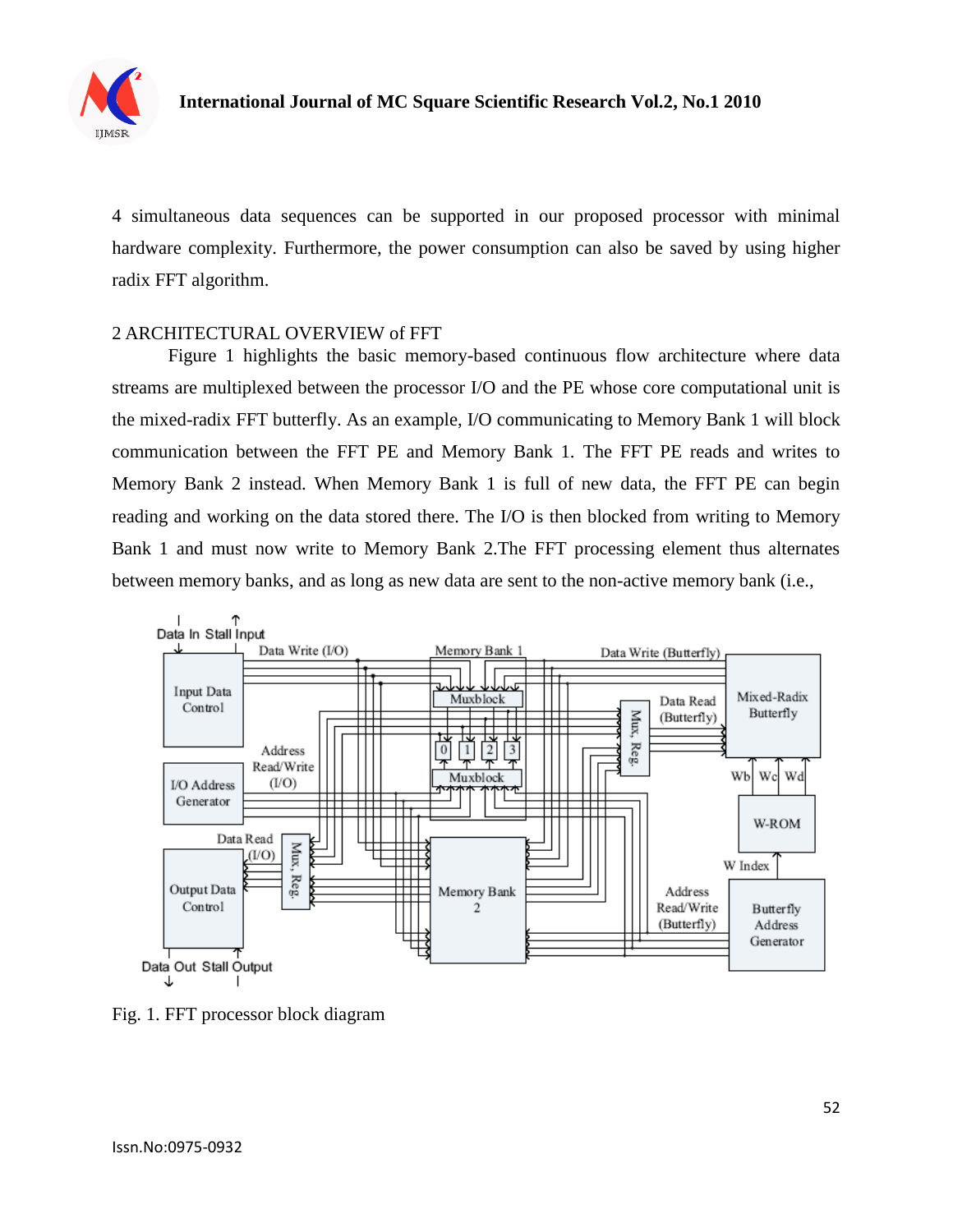4 simultaneous data sequences can be supported in our proposed processor with minimal hardware complexity. Furthermore, the power consumption can also be saved by using higher radix FFT algorithm.

## 2 ARCHITECTURAL OVERVIEW of FFT

Figure 1 highlights the basic memory-based continuous flow architecture where data streams are multiplexed between the processor I/O and the PE whose core computational unit is the mixed-radix FFT butterfly. As an example, I/O communicating to Memory Bank 1 will block communication between the FFT PE and Memory Bank 1. The FFT PE reads and writes to Memory Bank 2 instead. When Memory Bank 1 is full of new data, the FFT PE can begin reading and working on the data stored there. The I/O is then blocked from writing to Memory Bank 1 and must now write to Memory Bank 2.The FFT processing element thus alternates between memory banks, and as long as new data are sent to the non-active memory bank (i.e.,

Fig. 1. FFT processor block diagram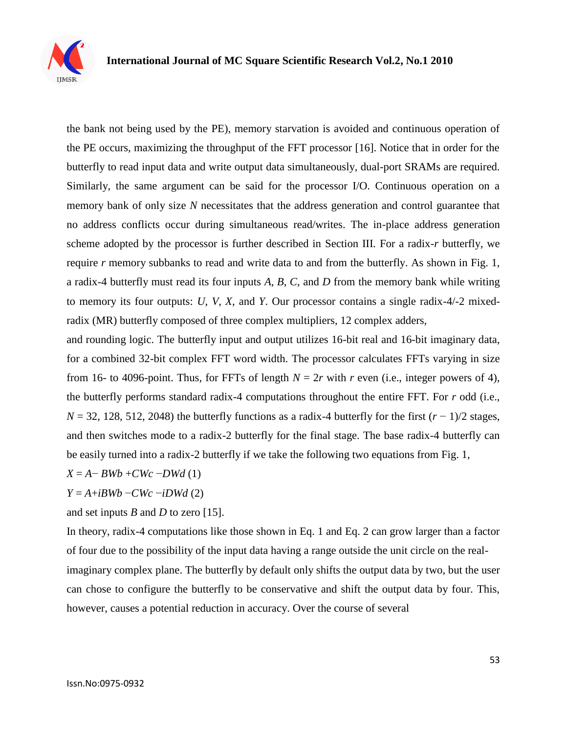the bank not being used by the PE), memory starvation is avoided and continuous operation of the PE occurs, maximizing the throughput of the FFT processor [16]. Notice that in order for the butterfly to read input data and write output data simultaneously, dual-port SRAMs are required. Similarly, the same argument can be said for the processor I/O. Continuous operation on a memory bank of only size $N$ necessitates that the address generation and control guarantee that no address conflicts occur during simultaneous read/writes. The in-place address generation scheme adopted by the processor is further described in Section III. For a radix-$r$ butterfly, we require $r$ memory subbanks to read and write data to and from the butterfly. As shown in Fig. 1, a radix-4 butterfly must read its four inputs $A$, $B$, $C$, and $D$ from the memory bank while writing to memory its four outputs: $U$, $V$, $X$, and $Y$. Our processor contains a single radix-4/-2 mixed-radix (MR) butterfly composed of three complex multipliers, 12 complex adders,

and rounding logic. The butterfly input and output utilizes 16-bit real and 16-bit imaginary data, for a combined 32-bit complex FFT word width. The processor calculates FFTs varying in size from 16- to 4096-point. Thus, for FFTs of length $N = 2r$ with $r$ even (i.e., integer powers of 4), the butterfly performs standard radix-4 computations throughout the entire FFT. For $r$ odd (i.e., $N$ = 32, 128, 512, 2048) the butterfly functions as a radix-4 butterfly for the first $(r - 1)/2$ stages, and then switches mode to a radix-2 butterfly for the final stage. The base radix-4 butterfly can be easily turned into a radix-2 butterfly if we take the following two equations from Fig. 1,

$X = A - BWb + CWc - DWd$ (1)

$Y = A + iBWb - CWc - iDWd$ (2)

and set inputs $B$ and $D$ to zero [15].

In theory, radix-4 computations like those shown in Eq. 1 and Eq. 2 can grow larger than a factor of four due to the possibility of the input data having a range outside the unit circle on the real-imaginary complex plane. The butterfly by default only shifts the output data by two, but the user can chose to configure the butterfly to be conservative and shift the output data by four. This, however, causes a potential reduction in accuracy. Over the course of several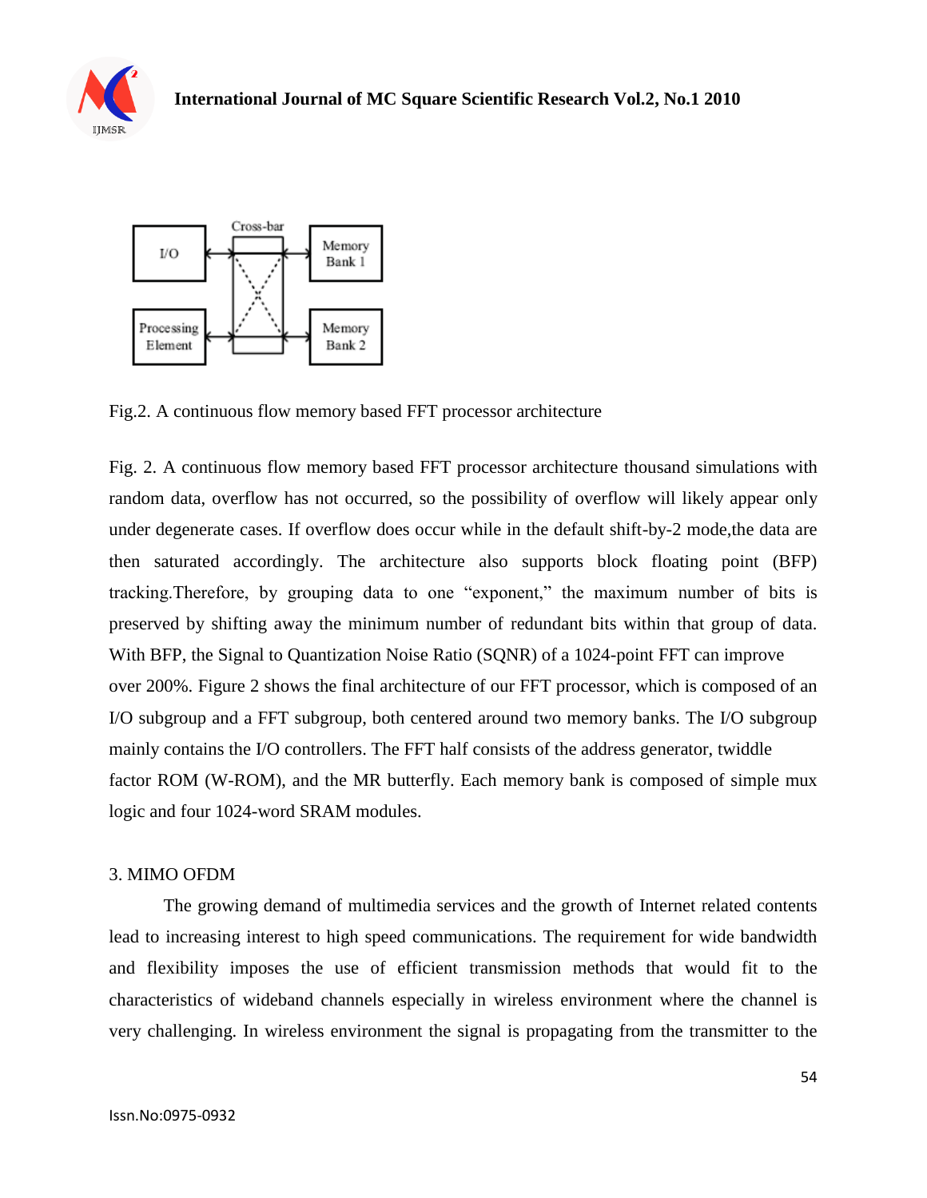Fig.2. A continuous flow memory based FFT processor architecture

Fig. 2. A continuous flow memory based FFT processor architecture thousand simulations with random data, overflow has not occurred, so the possibility of overflow will likely appear only under degenerate cases. If overflow does occur while in the default shift-by-2 mode,the data are then saturated accordingly. The architecture also supports block floating point (BFP) tracking.Therefore, by grouping data to one "exponent," the maximum number of bits is preserved by shifting away the minimum number of redundant bits within that group of data. With BFP, the Signal to Quantization Noise Ratio (SQNR) of a 1024-point FFT can improve over 200%. Figure 2 shows the final architecture of our FFT processor, which is composed of an I/O subgroup and a FFT subgroup, both centered around two memory banks. The I/O subgroup mainly contains the I/O controllers. The FFT half consists of the address generator, twiddle factor ROM (W-ROM), and the MR butterfly. Each memory bank is composed of simple mux logic and four 1024-word SRAM modules.

## 3. MIMO OFDM

The growing demand of multimedia services and the growth of Internet related contents lead to increasing interest to high speed communications. The requirement for wide bandwidth and flexibility imposes the use of efficient transmission methods that would fit to the characteristics of wideband channels especially in wireless environment where the channel is very challenging. In wireless environment the signal is propagating from the transmitter to the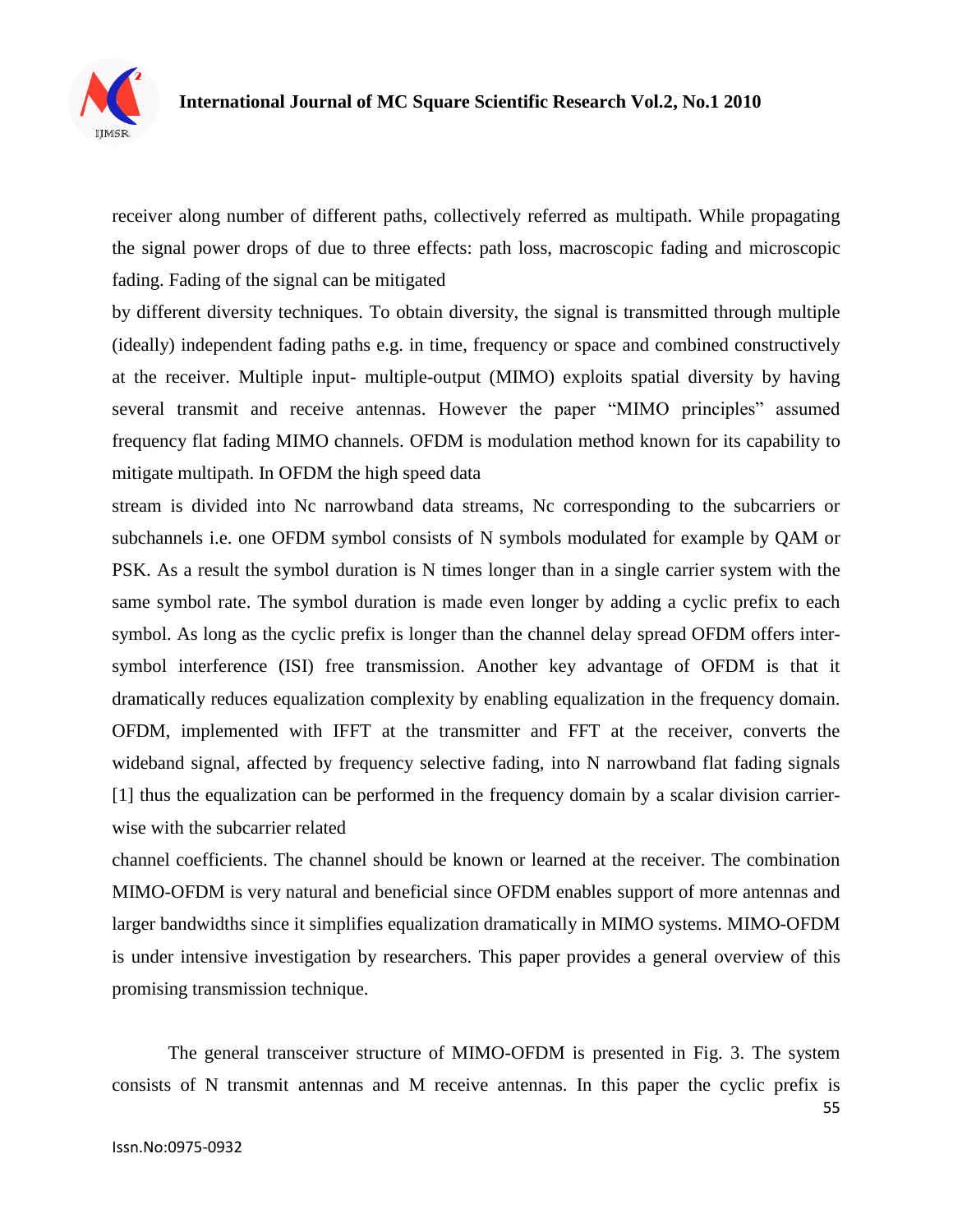receiver along number of different paths, collectively referred as multipath. While propagating the signal power drops of due to three effects: path loss, macroscopic fading and microscopic fading. Fading of the signal can be mitigated

by different diversity techniques. To obtain diversity, the signal is transmitted through multiple (ideally) independent fading paths e.g. in time, frequency or space and combined constructively at the receiver. Multiple input- multiple-output (MIMO) exploits spatial diversity by having several transmit and receive antennas. However the paper "MIMO principles" assumed frequency flat fading MIMO channels. OFDM is modulation method known for its capability to mitigate multipath. In OFDM the high speed data

stream is divided into Nc narrowband data streams, Nc corresponding to the subcarriers or subchannels i.e. one OFDM symbol consists of N symbols modulated for example by QAM or PSK. As a result the symbol duration is N times longer than in a single carrier system with the same symbol rate. The symbol duration is made even longer by adding a cyclic prefix to each symbol. As long as the cyclic prefix is longer than the channel delay spread OFDM offers inter-symbol interference (ISI) free transmission. Another key advantage of OFDM is that it dramatically reduces equalization complexity by enabling equalization in the frequency domain. OFDM, implemented with IFFT at the transmitter and FFT at the receiver, converts the wideband signal, affected by frequency selective fading, into N narrowband flat fading signals [1] thus the equalization can be performed in the frequency domain by a scalar division carrier-wise with the subcarrier related

channel coefficients. The channel should be known or learned at the receiver. The combination MIMO-OFDM is very natural and beneficial since OFDM enables support of more antennas and larger bandwidths since it simplifies equalization dramatically in MIMO systems. MIMO-OFDM is under intensive investigation by researchers. This paper provides a general overview of this promising transmission technique.

The general transceiver structure of MIMO-OFDM is presented in Fig. 3. The system consists of N transmit antennas and M receive antennas. In this paper the cyclic prefix is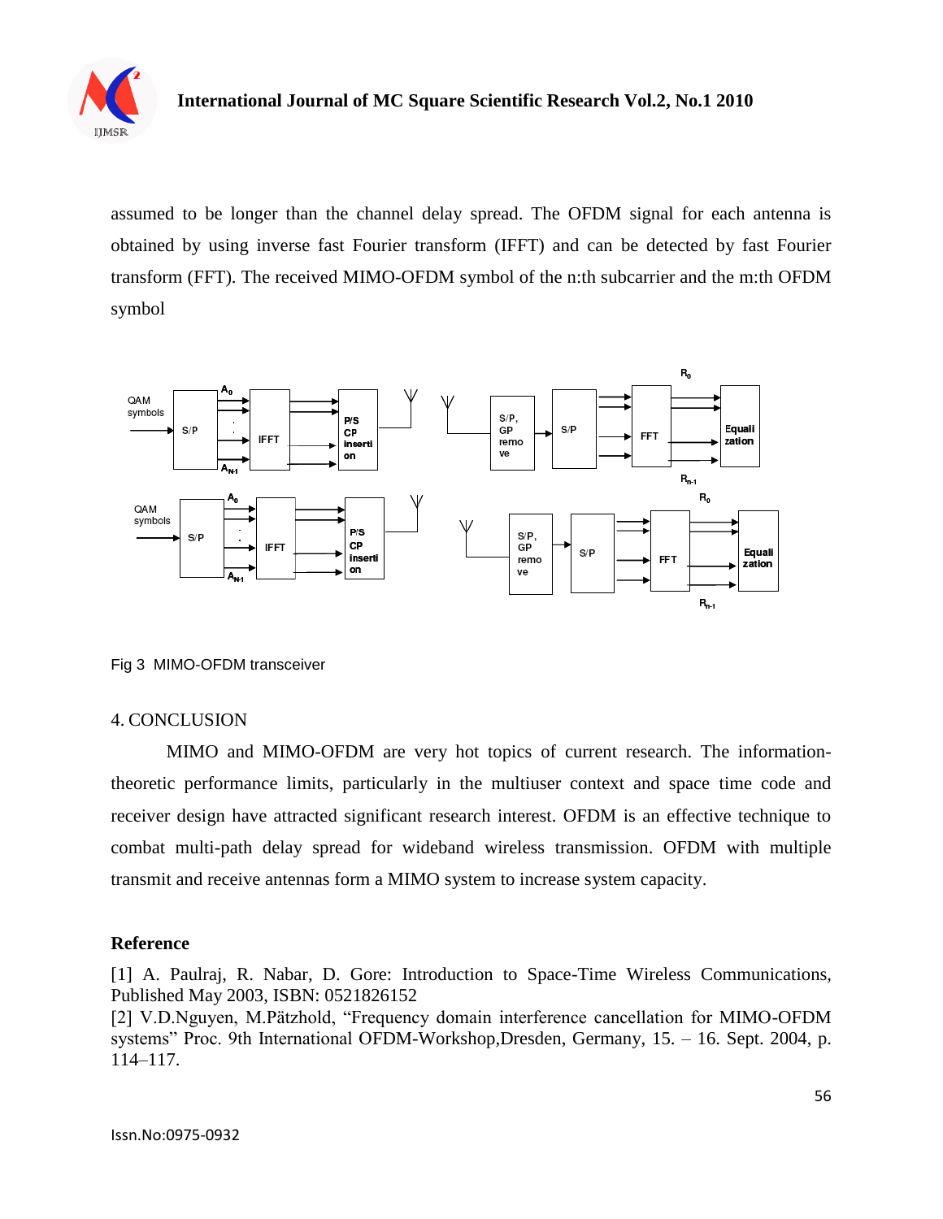assumed to be longer than the channel delay spread. The OFDM signal for each antenna is obtained by using inverse fast Fourier transform (IFFT) and can be detected by fast Fourier transform (FFT). The received MIMO-OFDM symbol of the n:th subcarrier and the m:th OFDM symbol

Fig 3 MIMO-OFDM transceiver

## 4. CONCLUSION

MIMO and MIMO-OFDM are very hot topics of current research. The information-theoretic performance limits, particularly in the multiuser context and space time code and receiver design have attracted significant research interest. OFDM is an effective technique to combat multi-path delay spread for wideband wireless transmission. OFDM with multiple transmit and receive antennas form a MIMO system to increase system capacity.

## Reference

[1] A. Paulraj, R. Nabar, D. Gore: Introduction to Space-Time Wireless Communications, Published May 2003, ISBN: 0521826152

[2] V.D.Nguyen, M.Pätzhold, "Frequency domain interference cancellation for MIMO-OFDM systems" Proc. 9th International OFDM-Workshop,Dresden, Germany, 15. – 16. Sept. 2004, p. 114–117.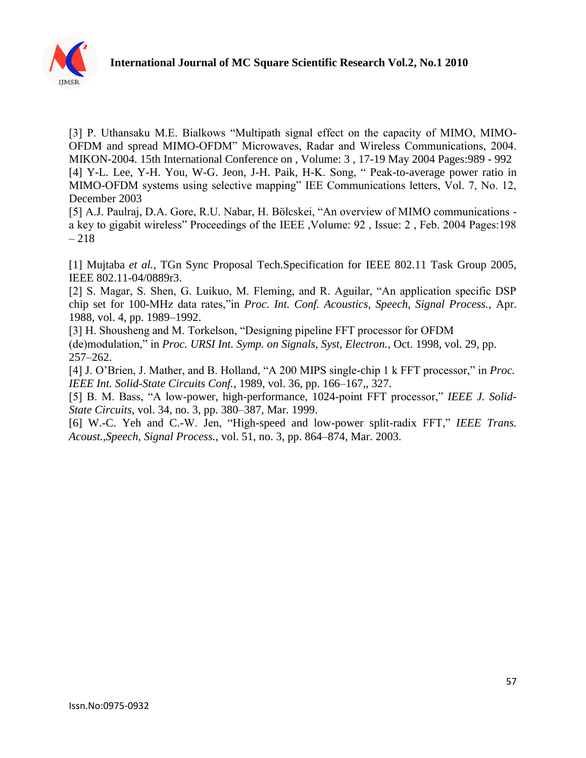[3] P. Uthansaku M.E. Bialkows "Multipath signal effect on the capacity of MIMO, MIMO-OFDM and spread MIMO-OFDM" Microwaves, Radar and Wireless Communications, 2004. MIKON-2004. 15th International Conference on , Volume: 3 , 17-19 May 2004 Pages:989 - 992

[4] Y-L. Lee, Y-H. You, W-G. Jeon, J-H. Paik, H-K. Song, " Peak-to-average power ratio in MIMO-OFDM systems using selective mapping" IEE Communications letters, Vol. 7, No. 12, December 2003

[5] A.J. Paulraj, D.A. Gore, R.U. Nabar, H. Bölcskei, "An overview of MIMO communications - a key to gigabit wireless" Proceedings of the IEEE ,Volume: 92 , Issue: 2 , Feb. 2004 Pages:198 – 218

[1] Mujtaba *et al.*, TGn Sync Proposal Tech.Specification for IEEE 802.11 Task Group 2005, IEEE 802.11-04/0889r3.

[2] S. Magar, S. Shen, G. Luikuo, M. Fleming, and R. Aguilar, "An application specific DSP chip set for 100-MHz data rates,"in *Proc. Int. Conf. Acoustics, Speech, Signal Process.*, Apr. 1988, vol. 4, pp. 1989–1992.

[3] H. Shousheng and M. Torkelson, "Designing pipeline FFT processor for OFDM (de)modulation," in *Proc. URSI Int. Symp. on Signals, Syst, Electron.*, Oct. 1998, vol. 29, pp. 257–262.

[4] J. O'Brien, J. Mather, and B. Holland, "A 200 MIPS single-chip 1 k FFT processor," in *Proc. IEEE Int. Solid-State Circuits Conf.*, 1989, vol. 36, pp. 166–167,, 327.

[5] B. M. Bass, "A low-power, high-performance, 1024-point FFT processor," *IEEE J. Solid-State Circuits*, vol. 34, no. 3, pp. 380–387, Mar. 1999.

[6] W.-C. Yeh and C.-W. Jen, "High-speed and low-power split-radix FFT," *IEEE Trans. Acoust.,Speech, Signal Process.*, vol. 51, no. 3, pp. 864–874, Mar. 2003.